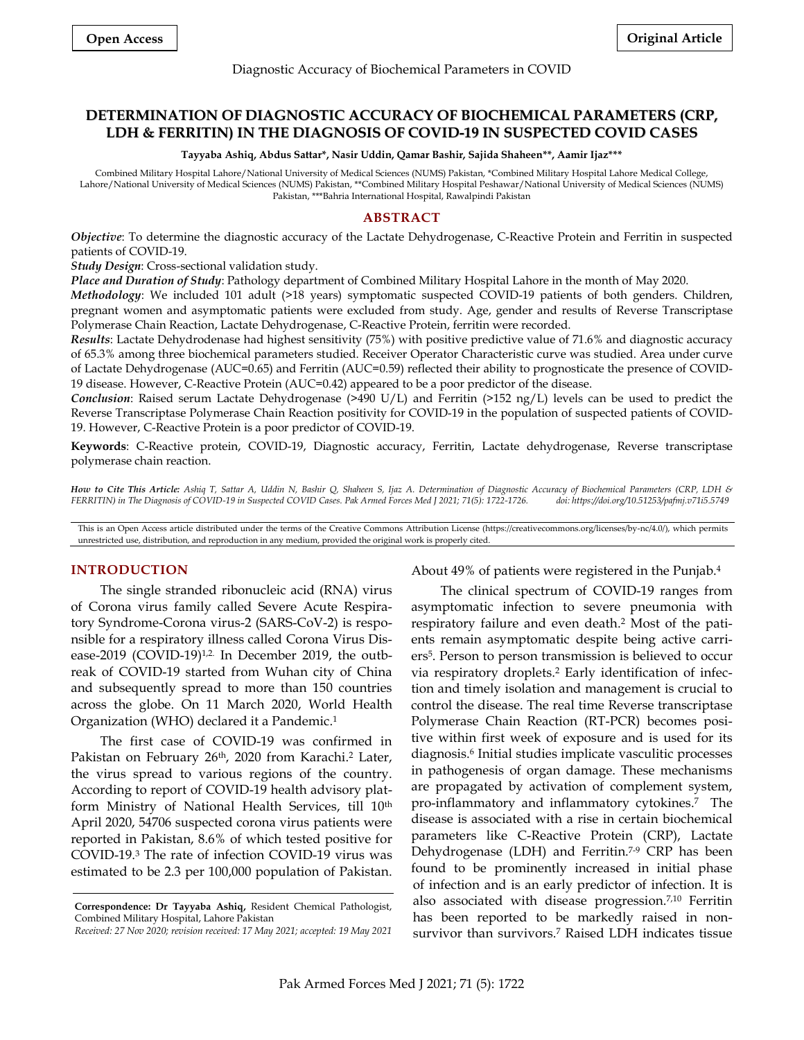Open Access

Original Article

# DETERMINATION OF DIAGNOSTIC ACCURACY OF BIOCHEMICAL PARAMETERS (CRP, LDH & FERRITIN) IN THE DIAGNOSIS OF COVID-19 IN SUSPECTED COVID CASES

**Tayyaba Ashiq, Abdus Sattar\*, Nasir Uddin, Qamar Bashir, Sajida Shaheen\*\*, Aamir Ijaz\*\*\***

Combined Military Hospital Lahore/National University of Medical Sciences (NUMS) Pakistan, \*Combined Military Hospital Lahore Medical College, Lahore/National University of Medical Sciences (NUMS) Pakistan, \*\*Combined Military Hospital Peshawar/National University of Medical Sciences (NUMS) Pakistan, \*\*\*Bahria International Hospital, Rawalpindi Pakistan

## ABSTRACT

***Objective***: To determine the diagnostic accuracy of the Lactate Dehydrogenase, C-Reactive Protein and Ferritin in suspected patients of COVID-19.

***Study Design***: Cross-sectional validation study.

***Place and Duration of Study***: Pathology department of Combined Military Hospital Lahore in the month of May 2020.

***Methodology***: We included 101 adult (>18 years) symptomatic suspected COVID-19 patients of both genders. Children, pregnant women and asymptomatic patients were excluded from study. Age, gender and results of Reverse Transcriptase Polymerase Chain Reaction, Lactate Dehydrogenase, C-Reactive Protein, ferritin were recorded.

***Results***: Lactate Dehydrodenase had highest sensitivity (75%) with positive predictive value of 71.6% and diagnostic accuracy of 65.3% among three biochemical parameters studied. Receiver Operator Characteristic curve was studied. Area under curve of Lactate Dehydrogenase (AUC=0.65) and Ferritin (AUC=0.59) reflected their ability to prognosticate the presence of COVID-19 disease. However, C-Reactive Protein (AUC=0.42) appeared to be a poor predictor of the disease.

***Conclusion***: Raised serum Lactate Dehydrogenase (>490 U/L) and Ferritin (>152 ng/L) levels can be used to predict the Reverse Transcriptase Polymerase Chain Reaction positivity for COVID-19 in the population of suspected patients of COVID-19. However, C-Reactive Protein is a poor predictor of COVID-19.

**Keywords**: C-Reactive protein, COVID-19, Diagnostic accuracy, Ferritin, Lactate dehydrogenase, Reverse transcriptase polymerase chain reaction.

***How to Cite This Article:*** *Ashiq T, Sattar A, Uddin N, Bashir Q, Shaheen S, Ijaz A. Determination of Diagnostic Accuracy of Biochemical Parameters (CRP, LDH & FERRITIN) in The Diagnosis of COVID-19 in Suspected COVID Cases. Pak Armed Forces Med J 2021; 71(5): 1722-1726. doi: https://doi.org/10.51253/pafmj.v71i5.5749*

This is an Open Access article distributed under the terms of the Creative Commons Attribution License (https://creativecommons.org/licenses/by-nc/4.0/), which permits unrestricted use, distribution, and reproduction in any medium, provided the original work is properly cited.

## INTRODUCTION

The single stranded ribonucleic acid (RNA) virus of Corona virus family called Severe Acute Respiratory Syndrome-Corona virus-2 (SARS-CoV-2) is responsible for a respiratory illness called Corona Virus Disease-2019 (COVID-19)[1,2]. In December 2019, the outbreak of COVID-19 started from Wuhan city of China and subsequently spread to more than 150 countries across the globe. On 11 March 2020, World Health Organization (WHO) declared it a Pandemic.[1]

The first case of COVID-19 was confirmed in Pakistan on February 26th, 2020 from Karachi.[2] Later, the virus spread to various regions of the country. According to report of COVID-19 health advisory platform Ministry of National Health Services, till 10th April 2020, 54706 suspected corona virus patients were reported in Pakistan, 8.6% of which tested positive for COVID-19.[3] The rate of infection COVID-19 virus was estimated to be 2.3 per 100,000 population of Pakistan. About 49% of patients were registered in the Punjab.[4]

The clinical spectrum of COVID-19 ranges from asymptomatic infection to severe pneumonia with respiratory failure and even death.[2] Most of the patients remain asymptomatic despite being active carriers[5]. Person to person transmission is believed to occur via respiratory droplets.[2] Early identification of infection and timely isolation and management is crucial to control the disease. The real time Reverse transcriptase Polymerase Chain Reaction (RT-PCR) becomes positive within first week of exposure and is used for its diagnosis.[6] Initial studies implicate vasculitic processes in pathogenesis of organ damage. These mechanisms are propagated by activation of complement system, pro-inflammatory and inflammatory cytokines.[7] The disease is associated with a rise in certain biochemical parameters like C-Reactive Protein (CRP), Lactate Dehydrogenase (LDH) and Ferritin.[7-9] CRP has been found to be prominently increased in initial phase of infection and is an early predictor of infection. It is also associated with disease progression.[7,10] Ferritin has been reported to be markedly raised in non-survivor than survivors.[7] Raised LDH indicates tissue

**Correspondence: Dr Tayyaba Ashiq,** Resident Chemical Pathologist, Combined Military Hospital, Lahore Pakistan

*Received: 27 Nov 2020; revision received: 17 May 2021; accepted: 19 May 2021*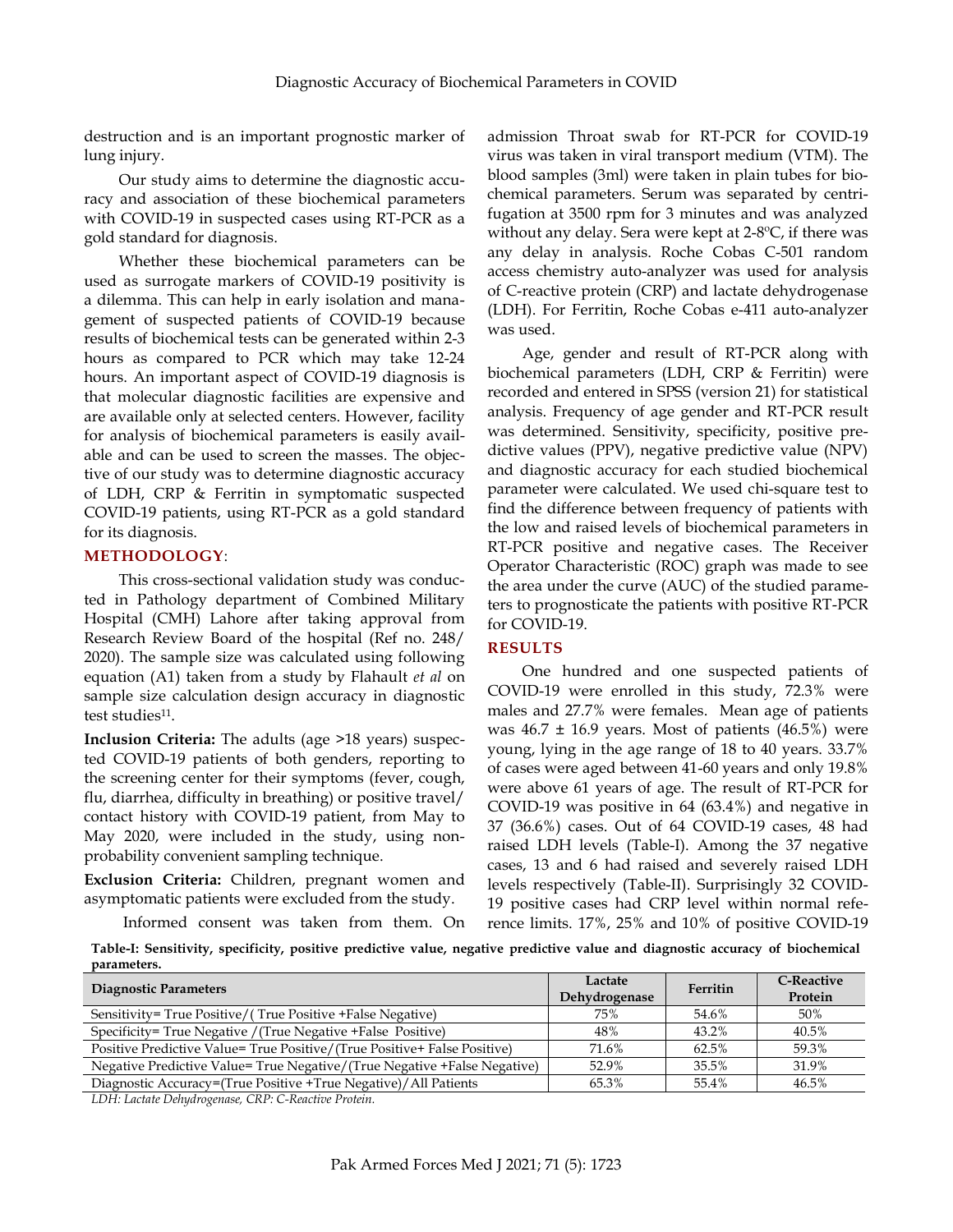destruction and is an important prognostic marker of lung injury.

Our study aims to determine the diagnostic accuracy and association of these biochemical parameters with COVID-19 in suspected cases using RT-PCR as a gold standard for diagnosis.

Whether these biochemical parameters can be used as surrogate markers of COVID-19 positivity is a dilemma. This can help in early isolation and management of suspected patients of COVID-19 because results of biochemical tests can be generated within 2-3 hours as compared to PCR which may take 12-24 hours. An important aspect of COVID-19 diagnosis is that molecular diagnostic facilities are expensive and are available only at selected centers. However, facility for analysis of biochemical parameters is easily available and can be used to screen the masses. The objective of our study was to determine diagnostic accuracy of LDH, CRP & Ferritin in symptomatic suspected COVID-19 patients, using RT-PCR as a gold standard for its diagnosis.

## METHODOLOGY:

This cross-sectional validation study was conducted in Pathology department of Combined Military Hospital (CMH) Lahore after taking approval from Research Review Board of the hospital (Ref no. 248/2020). The sample size was calculated using following equation (A1) taken from a study by Flahault *et al* on sample size calculation design accuracy in diagnostic test studies[11].

**Inclusion Criteria:** The adults (age >18 years) suspected COVID-19 patients of both genders, reporting to the screening center for their symptoms (fever, cough, flu, diarrhea, difficulty in breathing) or positive travel/contact history with COVID-19 patient, from May to May 2020, were included in the study, using non-probability convenient sampling technique.

**Exclusion Criteria:** Children, pregnant women and asymptomatic patients were excluded from the study.

Informed consent was taken from them. On admission Throat swab for RT-PCR for COVID-19 virus was taken in viral transport medium (VTM). The blood samples (3ml) were taken in plain tubes for biochemical parameters. Serum was separated by centrifugation at 3500 rpm for 3 minutes and was analyzed without any delay. Sera were kept at 2-8ºC, if there was any delay in analysis. Roche Cobas C-501 random access chemistry auto-analyzer was used for analysis of C-reactive protein (CRP) and lactate dehydrogenase (LDH). For Ferritin, Roche Cobas e-411 auto-analyzer was used.

Age, gender and result of RT-PCR along with biochemical parameters (LDH, CRP & Ferritin) were recorded and entered in SPSS (version 21) for statistical analysis. Frequency of age gender and RT-PCR result was determined. Sensitivity, specificity, positive predictive values (PPV), negative predictive value (NPV) and diagnostic accuracy for each studied biochemical parameter were calculated. We used chi-square test to find the difference between frequency of patients with the low and raised levels of biochemical parameters in RT-PCR positive and negative cases. The Receiver Operator Characteristic (ROC) graph was made to see the area under the curve (AUC) of the studied parameters to prognosticate the patients with positive RT-PCR for COVID-19.

## RESULTS

One hundred and one suspected patients of COVID-19 were enrolled in this study, 72.3% were males and 27.7% were females. Mean age of patients was 46.7 ± 16.9 years. Most of patients (46.5%) were young, lying in the age range of 18 to 40 years. 33.7% of cases were aged between 41-60 years and only 19.8% were above 61 years of age. The result of RT-PCR for COVID-19 was positive in 64 (63.4%) and negative in 37 (36.6%) cases. Out of 64 COVID-19 cases, 48 had raised LDH levels (Table-I). Among the 37 negative cases, 13 and 6 had raised and severely raised LDH levels respectively (Table-II). Surprisingly 32 COVID-19 positive cases had CRP level within normal reference limits. 17%, 25% and 10% of positive COVID-19

**Table-I: Sensitivity, specificity, positive predictive value, negative predictive value and diagnostic accuracy of biochemical parameters.**

| Diagnostic Parameters | Lactate Dehydrogenase | Ferritin | C-Reactive Protein |
|---|---|---|---|
| Sensitivity= True Positive/( True Positive +False Negative) | 75% | 54.6% | 50% |
| Specificity= True Negative /(True Negative +False Positive) | 48% | 43.2% | 40.5% |
| Positive Predictive Value= True Positive/(True Positive+ False Positive) | 71.6% | 62.5% | 59.3% |
| Negative Predictive Value= True Negative/(True Negative +False Negative) | 52.9% | 35.5% | 31.9% |
| Diagnostic Accuracy=(True Positive +True Negative)/All Patients | 65.3% | 55.4% | 46.5% |

*LDH: Lactate Dehydrogenase, CRP: C-Reactive Protein.*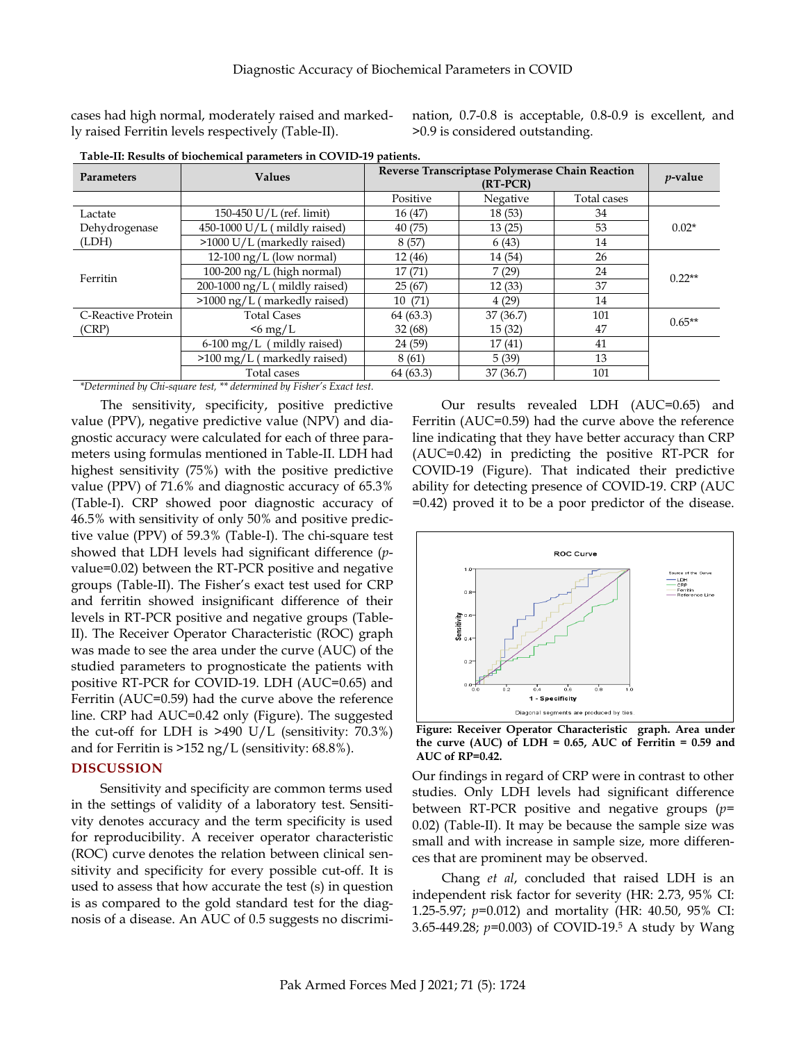cases had high normal, moderately raised and markedly raised Ferritin levels respectively (Table-II).

nation, 0.7-0.8 is acceptable, 0.8-0.9 is excellent, and >0.9 is considered outstanding.

**Table-II: Results of biochemical parameters in COVID-19 patients.**

| Parameters | Values | Reverse Transcriptase Polymerase Chain Reaction (RT-PCR) | | | *p*-value |
|---|---|---|---|---|---|
| | | Positive | Negative | Total cases | |
| Lactate Dehydrogenase (LDH) | 150-450 U/L (ref. limit) | 16 (47) | 18 (53) | 34 | 0.02* |
| | 450-1000 U/L ( mildly raised) | 40 (75) | 13 (25) | 53 | |
| | >1000 U/L (markedly raised) | 8 (57) | 6 (43) | 14 | |
| Ferritin | 12-100 ng/L (low normal) | 12 (46) | 14 (54) | 26 | 0.22** |
| | 100-200 ng/L (high normal) | 17 (71) | 7 (29) | 24 | |
| | 200-1000 ng/L ( mildly raised) | 25 (67) | 12 (33) | 37 | |
| | >1000 ng/L ( markedly raised) | 10 (71) | 4 (29) | 14 | |
| C-Reactive Protein (CRP) | Total Cases | 64 (63.3) | 37 (36.7) | 101 | 0.65** |
| | <6 mg/L | 32 (68) | 15 (32) | 47 | |
| | 6-100 mg/L ( mildly raised) | 24 (59) | 17 (41) | 41 | |
| | >100 mg/L ( markedly raised) | 8 (61) | 5 (39) | 13 | |
| | Total cases | 64 (63.3) | 37 (36.7) | 101 | |

*\*Determined by Chi-square test, \*\* determined by Fisher's Exact test.*

The sensitivity, specificity, positive predictive value (PPV), negative predictive value (NPV) and diagnostic accuracy were calculated for each of three parameters using formulas mentioned in Table-II. LDH had highest sensitivity (75%) with the positive predictive value (PPV) of 71.6% and diagnostic accuracy of 65.3% (Table-I). CRP showed poor diagnostic accuracy of 46.5% with sensitivity of only 50% and positive predictive value (PPV) of 59.3% (Table-I). The chi-square test showed that LDH levels had significant difference (*p*-value=0.02) between the RT-PCR positive and negative groups (Table-II). The Fisher's exact test used for CRP and ferritin showed insignificant difference of their levels in RT-PCR positive and negative groups (Table-II). The Receiver Operator Characteristic (ROC) graph was made to see the area under the curve (AUC) of the studied parameters to prognosticate the patients with positive RT-PCR for COVID-19. LDH (AUC=0.65) and Ferritin (AUC=0.59) had the curve above the reference line. CRP had AUC=0.42 only (Figure). The suggested the cut-off for LDH is >490 U/L (sensitivity: 70.3%) and for Ferritin is >152 ng/L (sensitivity: 68.8%).

## DISCUSSION

Sensitivity and specificity are common terms used in the settings of validity of a laboratory test. Sensitivity denotes accuracy and the term specificity is used for reproducibility. A receiver operator characteristic (ROC) curve denotes the relation between clinical sensitivity and specificity for every possible cut-off. It is used to assess that how accurate the test (s) in question is as compared to the gold standard test for the diagnosis of a disease. An AUC of 0.5 suggests no discrimi-

Our results revealed LDH (AUC=0.65) and Ferritin (AUC=0.59) had the curve above the reference line indicating that they have better accuracy than CRP (AUC=0.42) in predicting the positive RT-PCR for COVID-19 (Figure). That indicated their predictive ability for detecting presence of COVID-19. CRP (AUC =0.42) proved it to be a poor predictor of the disease.

**Figure: Receiver Operator Characteristic graph. Area under the curve (AUC) of LDH = 0.65, AUC of Ferritin = 0.59 and AUC of RP=0.42.**

Our findings in regard of CRP were in contrast to other studies. Only LDH levels had significant difference between RT-PCR positive and negative groups (*p*= 0.02) (Table-II). It may be because the sample size was small and with increase in sample size, more differences that are prominent may be observed.

Chang *et al*, concluded that raised LDH is an independent risk factor for severity (HR: 2.73, 95% CI: 1.25-5.97; *p*=0.012) and mortality (HR: 40.50, 95% CI: 3.65-449.28; *p*=0.003) of COVID-19.[5] A study by Wang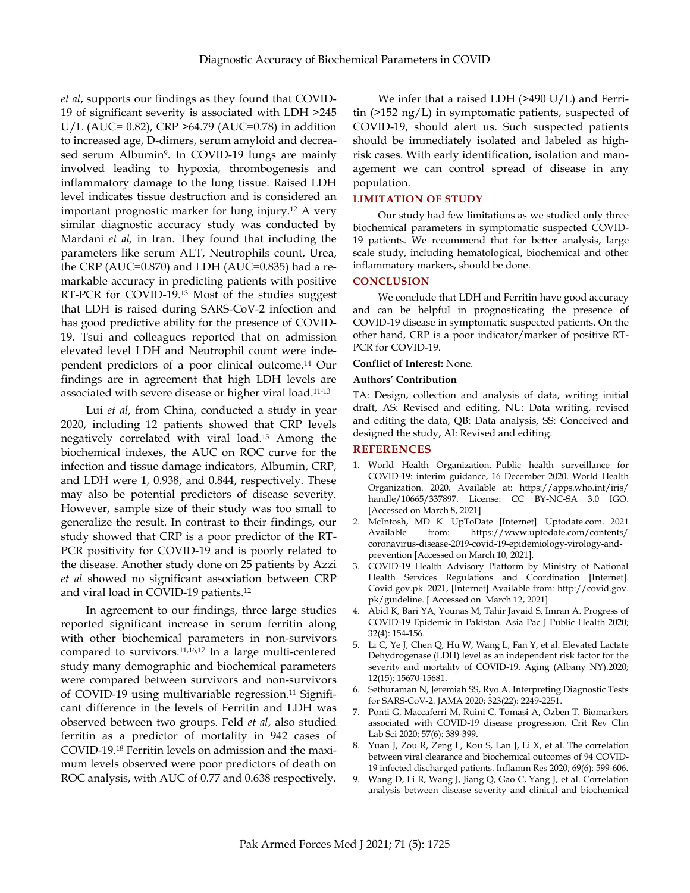*et al*, supports our findings as they found that COVID-19 of significant severity is associated with LDH >245 U/L (AUC= 0.82), CRP >64.79 (AUC=0.78) in addition to increased age, D-dimers, serum amyloid and decreased serum Albumin[9]. In COVID-19 lungs are mainly involved leading to hypoxia, thrombogenesis and inflammatory damage to the lung tissue. Raised LDH level indicates tissue destruction and is considered an important prognostic marker for lung injury.[12] A very similar diagnostic accuracy study was conducted by Mardani *et al,* in Iran. They found that including the parameters like serum ALT, Neutrophils count, Urea, the CRP (AUC=0.870) and LDH (AUC=0.835) had a remarkable accuracy in predicting patients with positive RT-PCR for COVID-19.[13] Most of the studies suggest that LDH is raised during SARS-CoV-2 infection and has good predictive ability for the presence of COVID-19. Tsui and colleagues reported that on admission elevated level LDH and Neutrophil count were independent predictors of a poor clinical outcome.[14] Our findings are in agreement that high LDH levels are associated with severe disease or higher viral load.[11-13]

Lui *et al*, from China, conducted a study in year 2020, including 12 patients showed that CRP levels negatively correlated with viral load.[15] Among the biochemical indexes, the AUC on ROC curve for the infection and tissue damage indicators, Albumin, CRP, and LDH were 1, 0.938, and 0.844, respectively. These may also be potential predictors of disease severity. However, sample size of their study was too small to generalize the result. In contrast to their findings, our study showed that CRP is a poor predictor of the RT-PCR positivity for COVID-19 and is poorly related to the disease. Another study done on 25 patients by Azzi *et al* showed no significant association between CRP and viral load in COVID-19 patients.[12]

In agreement to our findings, three large studies reported significant increase in serum ferritin along with other biochemical parameters in non-survivors compared to survivors.[11,16,17] In a large multi-centered study many demographic and biochemical parameters were compared between survivors and non-survivors of COVID-19 using multivariable regression.[11] Significant difference in the levels of Ferritin and LDH was observed between two groups. Feld *et al*, also studied ferritin as a predictor of mortality in 942 cases of COVID-19.[18] Ferritin levels on admission and the maximum levels observed were poor predictors of death on ROC analysis, with AUC of 0.77 and 0.638 respectively.

We infer that a raised LDH (>490 U/L) and Ferritin (>152 ng/L) in symptomatic patients, suspected of COVID-19, should alert us. Such suspected patients should be immediately isolated and labeled as high-risk cases. With early identification, isolation and management we can control spread of disease in any population.

## LIMITATION OF STUDY

Our study had few limitations as we studied only three biochemical parameters in symptomatic suspected COVID-19 patients. We recommend that for better analysis, large scale study, including hematological, biochemical and other inflammatory markers, should be done.

## CONCLUSION

We conclude that LDH and Ferritin have good accuracy and can be helpful in prognosticating the presence of COVID-19 disease in symptomatic suspected patients. On the other hand, CRP is a poor indicator/marker of positive RT-PCR for COVID-19.

**Conflict of Interest:** None.

**Authors' Contribution**

TA: Design, collection and analysis of data, writing initial draft, AS: Revised and editing, NU: Data writing, revised and editing the data, QB: Data analysis, SS: Conceived and designed the study, AI: Revised and editing.

## REFERENCES

1. World Health Organization. Public health surveillance for COVID-19: interim guidance, 16 December 2020. World Health Organization. 2020, Available at: https://apps.who.int/iris/handle/10665/337897. License: CC BY-NC-SA 3.0 IGO. [Accessed on March 8, 2021]
2. McIntosh, MD K. UpToDate [Internet]. Uptodate.com. 2021 Available from: https://www.uptodate.com/contents/coronavirus-disease-2019-covid-19-epidemiology-virology-and-prevention [Accessed on March 10, 2021].
3. COVID-19 Health Advisory Platform by Ministry of National Health Services Regulations and Coordination [Internet]. Covid.gov.pk. 2021, [Internet] Available from: http://covid.gov.pk/guideline. [ Accessed on March 12, 2021]
4. Abid K, Bari YA, Younas M, Tahir Javaid S, Imran A. Progress of COVID-19 Epidemic in Pakistan. Asia Pac J Public Health 2020; 32(4): 154-156.
5. Li C, Ye J, Chen Q, Hu W, Wang L, Fan Y, et al. Elevated Lactate Dehydrogenase (LDH) level as an independent risk factor for the severity and mortality of COVID-19. Aging (Albany NY).2020; 12(15): 15670-15681.
6. Sethuraman N, Jeremiah SS, Ryo A. Interpreting Diagnostic Tests for SARS-CoV-2. JAMA 2020; 323(22): 2249-2251.
7. Ponti G, Maccaferri M, Ruini C, Tomasi A, Ozben T. Biomarkers associated with COVID-19 disease progression. Crit Rev Clin Lab Sci 2020; 57(6): 389-399.
8. Yuan J, Zou R, Zeng L, Kou S, Lan J, Li X, et al. The correlation between viral clearance and biochemical outcomes of 94 COVID-19 infected discharged patients. Inflamm Res 2020; 69(6): 599-606.
9. Wang D, Li R, Wang J, Jiang Q, Gao C, Yang J, et al. Correlation analysis between disease severity and clinical and biochemical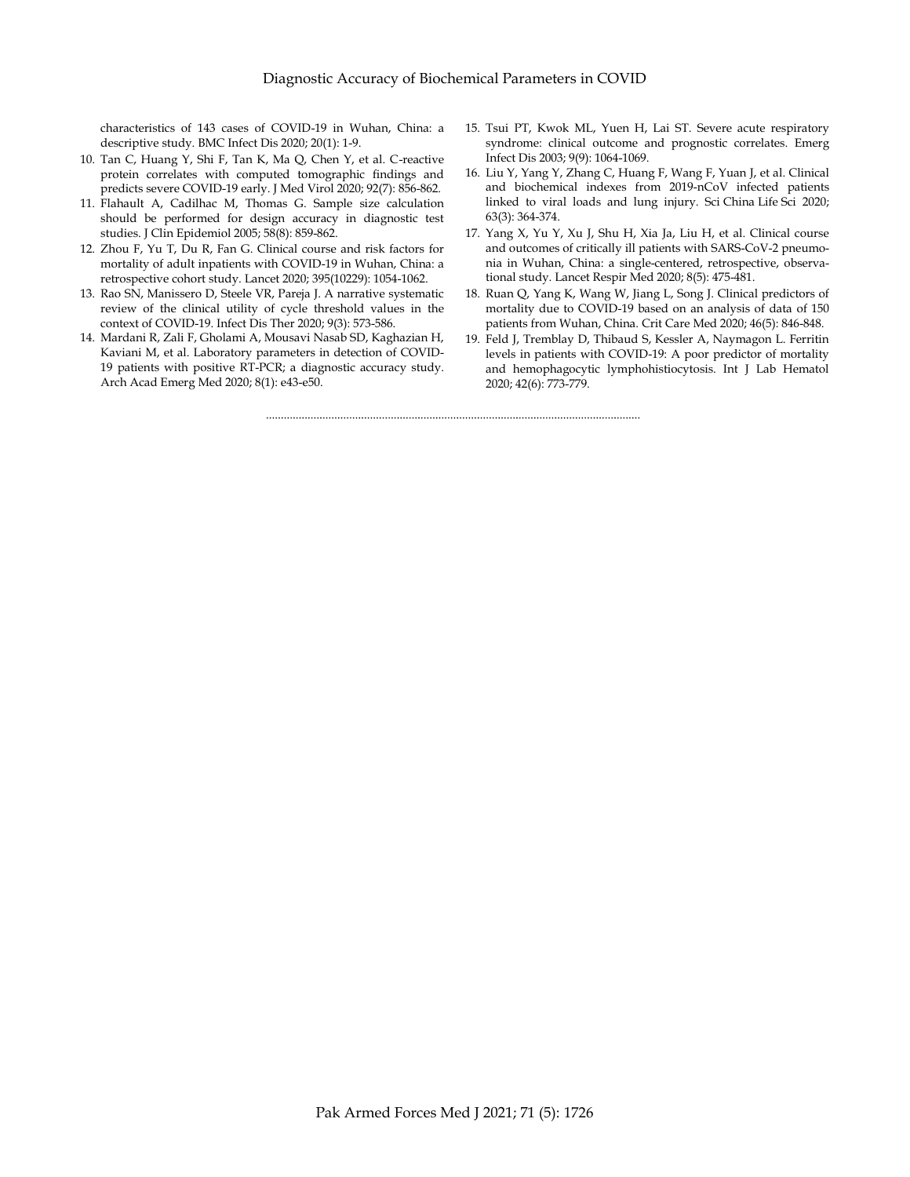characteristics of 143 cases of COVID-19 in Wuhan, China: a descriptive study. BMC Infect Dis 2020; 20(1): 1-9.

10. Tan C, Huang Y, Shi F, Tan K, Ma Q, Chen Y, et al. C-reactive protein correlates with computed tomographic findings and predicts severe COVID-19 early. J Med Virol 2020; 92(7): 856-862.
11. Flahault A, Cadilhac M, Thomas G. Sample size calculation should be performed for design accuracy in diagnostic test studies. J Clin Epidemiol 2005; 58(8): 859-862.
12. Zhou F, Yu T, Du R, Fan G. Clinical course and risk factors for mortality of adult inpatients with COVID-19 in Wuhan, China: a retrospective cohort study. Lancet 2020; 395(10229): 1054-1062.
13. Rao SN, Manissero D, Steele VR, Pareja J. A narrative systematic review of the clinical utility of cycle threshold values in the context of COVID-19. Infect Dis Ther 2020; 9(3): 573-586.
14. Mardani R, Zali F, Gholami A, Mousavi Nasab SD, Kaghazian H, Kaviani M, et al. Laboratory parameters in detection of COVID-19 patients with positive RT-PCR; a diagnostic accuracy study. Arch Acad Emerg Med 2020; 8(1): e43-e50.
15. Tsui PT, Kwok ML, Yuen H, Lai ST. Severe acute respiratory syndrome: clinical outcome and prognostic correlates. Emerg Infect Dis 2003; 9(9): 1064-1069.
16. Liu Y, Yang Y, Zhang C, Huang F, Wang F, Yuan J, et al. Clinical and biochemical indexes from 2019-nCoV infected patients linked to viral loads and lung injury. Sci China Life Sci 2020; 63(3): 364-374.
17. Yang X, Yu Y, Xu J, Shu H, Xia Ja, Liu H, et al. Clinical course and outcomes of critically ill patients with SARS-CoV-2 pneumonia in Wuhan, China: a single-centered, retrospective, observational study. Lancet Respir Med 2020; 8(5): 475-481.
18. Ruan Q, Yang K, Wang W, Jiang L, Song J. Clinical predictors of mortality due to COVID-19 based on an analysis of data of 150 patients from Wuhan, China. Crit Care Med 2020; 46(5): 846-848.
19. Feld J, Tremblay D, Thibaud S, Kessler A, Naymagon L. Ferritin levels in patients with COVID-19: A poor predictor of mortality and hemophagocytic lymphohistiocytosis. Int J Lab Hematol 2020; 42(6): 773-779.

.....................................................................................................................